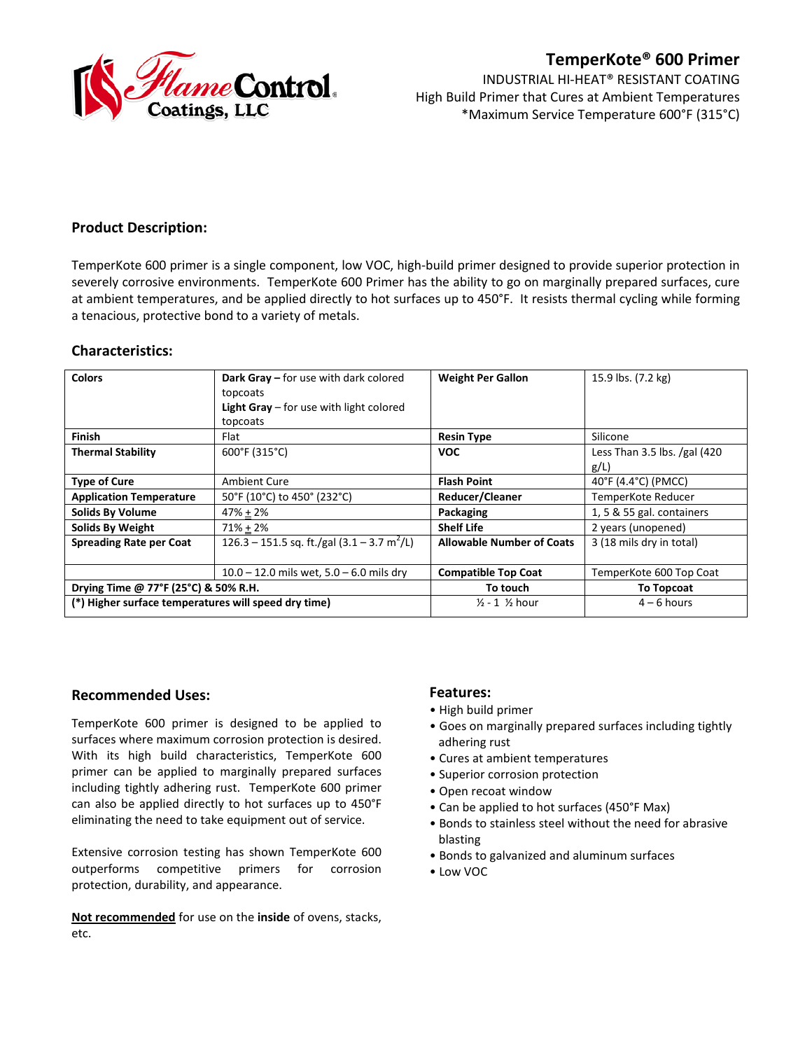Flame Control Coatings, LLC

# TemperKote® 600 Primer

INDUSTRIAL HI-HEAT® RESISTANT COATING
High Build Primer that Cures at Ambient Temperatures
*Maximum Service Temperature 600°F (315°C)

## Product Description:

TemperKote 600 primer is a single component, low VOC, high-build primer designed to provide superior protection in severely corrosive environments. TemperKote 600 Primer has the ability to go on marginally prepared surfaces, cure at ambient temperatures, and be applied directly to hot surfaces up to 450°F. It resists thermal cycling while forming a tenacious, protective bond to a variety of metals.

## Characteristics:

| | | | |
|---|---|---|---|
| **Colors** | **Dark Gray –** for use with dark colored topcoats<br>**Light Gray** – for use with light colored topcoats | **Weight Per Gallon** | 15.9 lbs. (7.2 kg) |
| **Finish** | Flat | **Resin Type** | Silicone |
| **Thermal Stability** | 600°F (315°C) | **VOC** | Less Than 3.5 lbs. /gal (420 g/L) |
| **Type of Cure** | Ambient Cure | **Flash Point** | 40°F (4.4°C) (PMCC) |
| **Application Temperature** | 50°F (10°C) to 450° (232°C) | **Reducer/Cleaner** | TemperKote Reducer |
| **Solids By Volume** | 47% ± 2% | **Packaging** | 1, 5 & 55 gal. containers |
| **Solids By Weight** | 71% ± 2% | **Shelf Life** | 2 years (unopened) |
| **Spreading Rate per Coat** | 126.3 – 151.5 sq. ft./gal (3.1 – 3.7 $m^2$/L) | **Allowable Number of Coats** | 3 (18 mils dry in total) |
| | 10.0 – 12.0 mils wet, 5.0 – 6.0 mils dry | **Compatible Top Coat** | TemperKote 600 Top Coat |
| **Drying Time @ 77°F (25°C) & 50% R.H.** | | **To touch** | **To Topcoat** |
| **(*) Higher surface temperatures will speed dry time)** | | ½ - 1 ½ hour | 4 – 6 hours |

## Recommended Uses:

TemperKote 600 primer is designed to be applied to surfaces where maximum corrosion protection is desired. With its high build characteristics, TemperKote 600 primer can be applied to marginally prepared surfaces including tightly adhering rust. TemperKote 600 primer can also be applied directly to hot surfaces up to 450°F eliminating the need to take equipment out of service.

Extensive corrosion testing has shown TemperKote 600 outperforms competitive primers for corrosion protection, durability, and appearance.

**<u>Not recommended</u>** for use on the **inside** of ovens, stacks, etc.

## Features:

- High build primer
- Goes on marginally prepared surfaces including tightly adhering rust
- Cures at ambient temperatures
- Superior corrosion protection
- Open recoat window
- Can be applied to hot surfaces (450°F Max)
- Bonds to stainless steel without the need for abrasive blasting
- Bonds to galvanized and aluminum surfaces
- Low VOC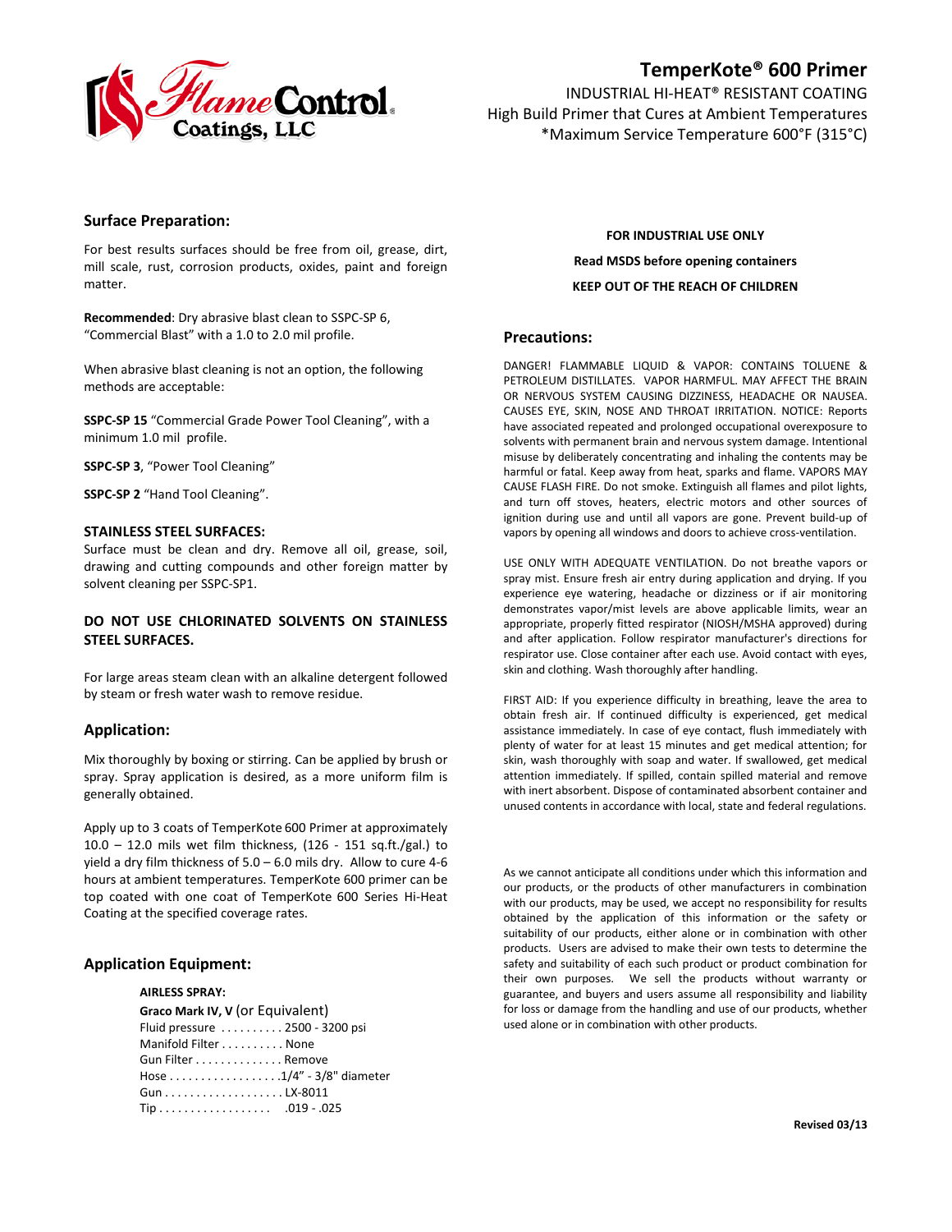# TemperKote® 600 Primer

INDUSTRIAL HI-HEAT® RESISTANT COATING
High Build Primer that Cures at Ambient Temperatures
*Maximum Service Temperature 600°F (315°C)

## Surface Preparation:

For best results surfaces should be free from oil, grease, dirt, mill scale, rust, corrosion products, oxides, paint and foreign matter.

**Recommended**: Dry abrasive blast clean to SSPC-SP 6, "Commercial Blast" with a 1.0 to 2.0 mil profile.

When abrasive blast cleaning is not an option, the following methods are acceptable:

**SSPC-SP 15** "Commercial Grade Power Tool Cleaning", with a minimum 1.0 mil profile.

**SSPC-SP 3**, "Power Tool Cleaning"

**SSPC-SP 2** "Hand Tool Cleaning".

### STAINLESS STEEL SURFACES:

Surface must be clean and dry. Remove all oil, grease, soil, drawing and cutting compounds and other foreign matter by solvent cleaning per SSPC-SP1.

**DO NOT USE CHLORINATED SOLVENTS ON STAINLESS STEEL SURFACES.**

For large areas steam clean with an alkaline detergent followed by steam or fresh water wash to remove residue.

## Application:

Mix thoroughly by boxing or stirring. Can be applied by brush or spray. Spray application is desired, as a more uniform film is generally obtained.

Apply up to 3 coats of TemperKote 600 Primer at approximately 10.0 – 12.0 mils wet film thickness, (126 - 151 sq.ft./gal.) to yield a dry film thickness of 5.0 – 6.0 mils dry. Allow to cure 4-6 hours at ambient temperatures. TemperKote 600 primer can be top coated with one coat of TemperKote 600 Series Hi-Heat Coating at the specified coverage rates.

## Application Equipment:

**AIRLESS SPRAY:**

**Graco Mark IV, V** (or Equivalent)

Fluid pressure . . . . . . . . . . 2500 - 3200 psi
Manifold Filter . . . . . . . . . . None
Gun Filter . . . . . . . . . . . . . . Remove
Hose . . . . . . . . . . . . . . . . . .1/4" - 3/8" diameter
Gun . . . . . . . . . . . . . . . . . . . LX-8011
Tip . . . . . . . . . . . . . . . . . . .019 - .025

**FOR INDUSTRIAL USE ONLY**

**Read MSDS before opening containers**

**KEEP OUT OF THE REACH OF CHILDREN**

## Precautions:

DANGER! FLAMMABLE LIQUID & VAPOR: CONTAINS TOLUENE & PETROLEUM DISTILLATES. VAPOR HARMFUL. MAY AFFECT THE BRAIN OR NERVOUS SYSTEM CAUSING DIZZINESS, HEADACHE OR NAUSEA. CAUSES EYE, SKIN, NOSE AND THROAT IRRITATION. NOTICE: Reports have associated repeated and prolonged occupational overexposure to solvents with permanent brain and nervous system damage. Intentional misuse by deliberately concentrating and inhaling the contents may be harmful or fatal. Keep away from heat, sparks and flame. VAPORS MAY CAUSE FLASH FIRE. Do not smoke. Extinguish all flames and pilot lights, and turn off stoves, heaters, electric motors and other sources of ignition during use and until all vapors are gone. Prevent build-up of vapors by opening all windows and doors to achieve cross-ventilation.

USE ONLY WITH ADEQUATE VENTILATION. Do not breathe vapors or spray mist. Ensure fresh air entry during application and drying. If you experience eye watering, headache or dizziness or if air monitoring demonstrates vapor/mist levels are above applicable limits, wear an appropriate, properly fitted respirator (NIOSH/MSHA approved) during and after application. Follow respirator manufacturer's directions for respirator use. Close container after each use. Avoid contact with eyes, skin and clothing. Wash thoroughly after handling.

FIRST AID: If you experience difficulty in breathing, leave the area to obtain fresh air. If continued difficulty is experienced, get medical assistance immediately. In case of eye contact, flush immediately with plenty of water for at least 15 minutes and get medical attention; for skin, wash thoroughly with soap and water. If swallowed, get medical attention immediately. If spilled, contain spilled material and remove with inert absorbent. Dispose of contaminated absorbent container and unused contents in accordance with local, state and federal regulations.

As we cannot anticipate all conditions under which this information and our products, or the products of other manufacturers in combination with our products, may be used, we accept no responsibility for results obtained by the application of this information or the safety or suitability of our products, either alone or in combination with other products. Users are advised to make their own tests to determine the safety and suitability of each such product or product combination for their own purposes. We sell the products without warranty or guarantee, and buyers and users assume all responsibility and liability for loss or damage from the handling and use of our products, whether used alone or in combination with other products.

**Revised 03/13**